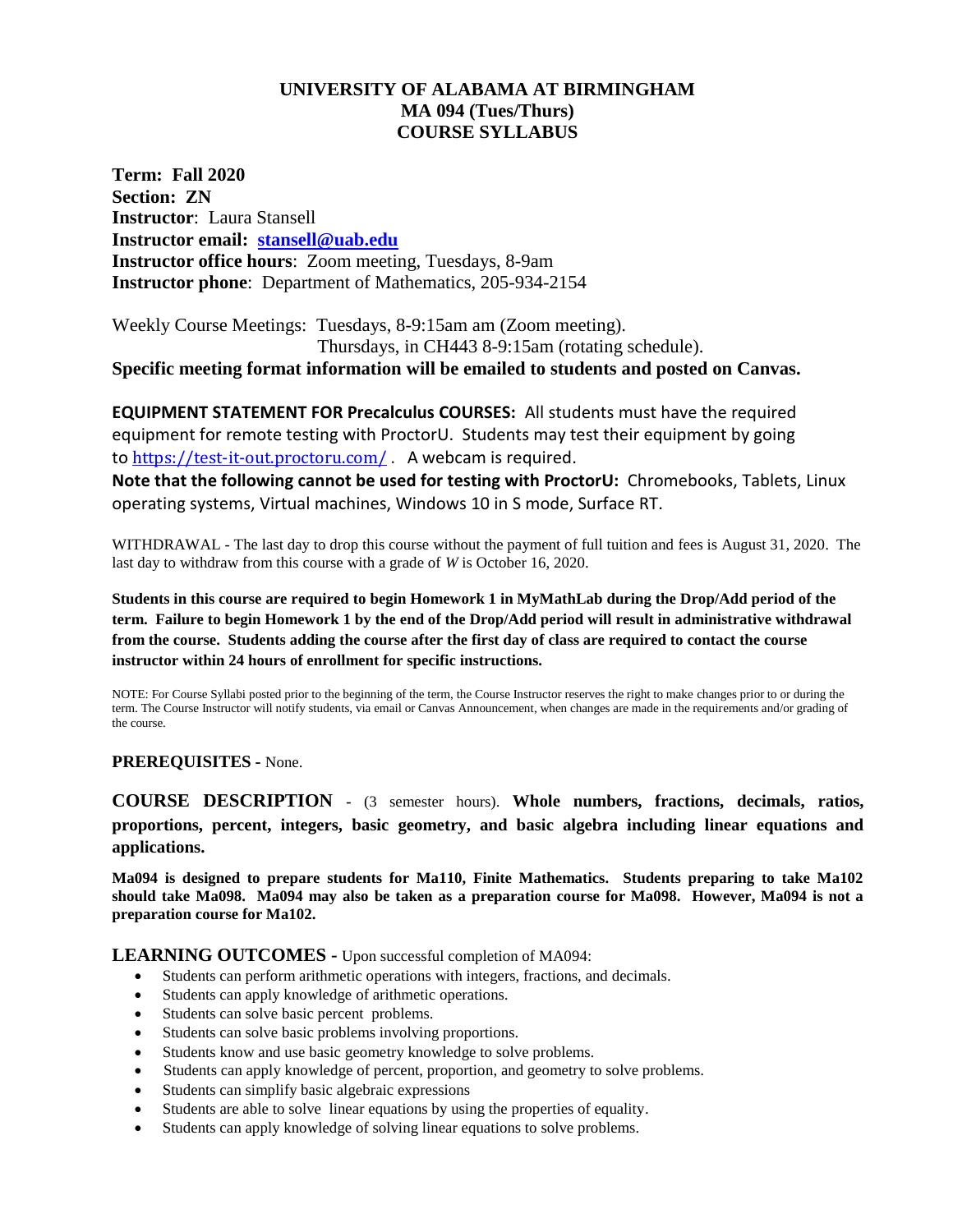# UNIVERSITY OF ALABAMA AT BIRMINGHAM
## MA 094 (Tues/Thurs)
## COURSE SYLLABUS

**Term: Fall 2020**
**Section: ZN**
**Instructor**: Laura Stansell
**Instructor email: [stansell@uab.edu](mailto:stansell@uab.edu)**
**Instructor office hours**: Zoom meeting, Tuesdays, 8-9am
**Instructor phone**: Department of Mathematics, 205-934-2154

Weekly Course Meetings: Tuesdays, 8-9:15am am (Zoom meeting).
Thursdays, in CH443 8-9:15am (rotating schedule).

**Specific meeting format information will be emailed to students and posted on Canvas.**

**EQUIPMENT STATEMENT FOR Precalculus COURSES:** All students must have the required equipment for remote testing with ProctorU. Students may test their equipment by going to https://test-it-out.proctoru.com/ . A webcam is required.

**Note that the following cannot be used for testing with ProctorU:** Chromebooks, Tablets, Linux operating systems, Virtual machines, Windows 10 in S mode, Surface RT.

WITHDRAWAL - The last day to drop this course without the payment of full tuition and fees is August 31, 2020. The last day to withdraw from this course with a grade of *W* is October 16, 2020.

**Students in this course are required to begin Homework 1 in MyMathLab during the Drop/Add period of the term. Failure to begin Homework 1 by the end of the Drop/Add period will result in administrative withdrawal from the course. Students adding the course after the first day of class are required to contact the course instructor within 24 hours of enrollment for specific instructions.**

NOTE: For Course Syllabi posted prior to the beginning of the term, the Course Instructor reserves the right to make changes prior to or during the term. The Course Instructor will notify students, via email or Canvas Announcement, when changes are made in the requirements and/or grading of the course.

**PREREQUISITES -** None.

**COURSE DESCRIPTION** - (3 semester hours). **Whole numbers, fractions, decimals, ratios, proportions, percent, integers, basic geometry, and basic algebra including linear equations and applications.**

**Ma094 is designed to prepare students for Ma110, Finite Mathematics. Students preparing to take Ma102 should take Ma098. Ma094 may also be taken as a preparation course for Ma098. However, Ma094 is not a preparation course for Ma102.**

**LEARNING OUTCOMES -** Upon successful completion of MA094:

- Students can perform arithmetic operations with integers, fractions, and decimals.
- Students can apply knowledge of arithmetic operations.
- Students can solve basic percent problems.
- Students can solve basic problems involving proportions.
- Students know and use basic geometry knowledge to solve problems.
- Students can apply knowledge of percent, proportion, and geometry to solve problems.
- Students can simplify basic algebraic expressions
- Students are able to solve linear equations by using the properties of equality.
- Students can apply knowledge of solving linear equations to solve problems.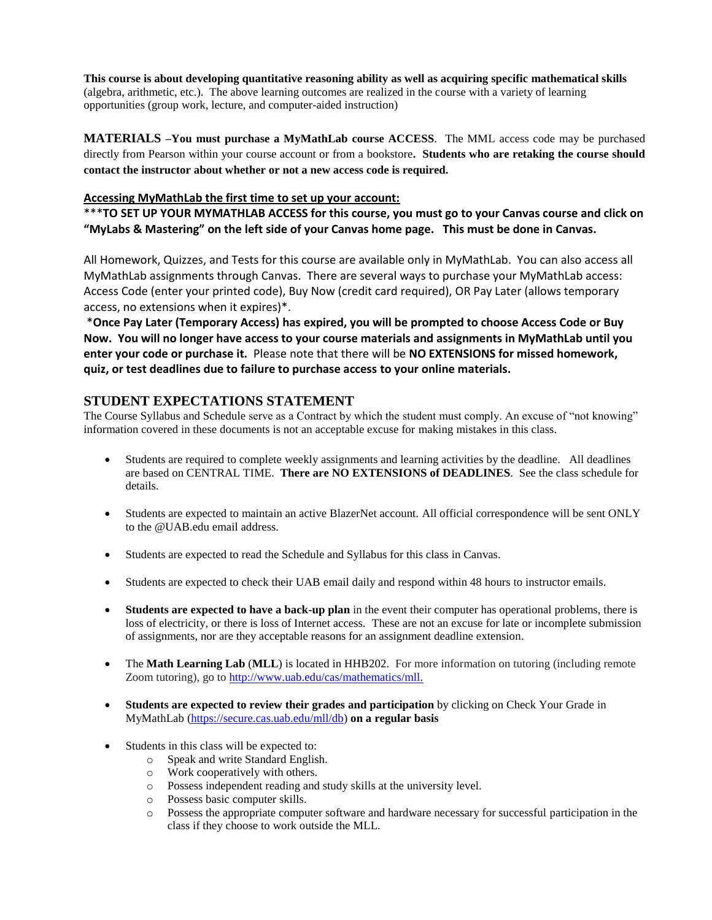**This course is about developing quantitative reasoning ability as well as acquiring specific mathematical skills** (algebra, arithmetic, etc.). The above learning outcomes are realized in the course with a variety of learning opportunities (group work, lecture, and computer-aided instruction)

**MATERIALS –You must purchase a MyMathLab course ACCESS**. The MML access code may be purchased directly from Pearson within your course account or from a bookstore**. Students who are retaking the course should contact the instructor about whether or not a new access code is required.**

**Accessing MyMathLab the first time to set up your account:**

***__TO SET UP YOUR MYMATHLAB ACCESS for this course, you must go to your Canvas course and click on "MyLabs & Mastering" on the left side of your Canvas home page. This must be done in Canvas.__**

All Homework, Quizzes, and Tests for this course are available only in MyMathLab. You can also access all MyMathLab assignments through Canvas. There are several ways to purchase your MyMathLab access: Access Code (enter your printed code), Buy Now (credit card required), OR Pay Later (allows temporary access, no extensions when it expires)*.

***Once Pay Later (Temporary Access) has expired, you will be prompted to choose Access Code or Buy Now. You will no longer have access to your course materials and assignments in MyMathLab until you enter your code or purchase it.** Please note that there will be **NO EXTENSIONS for missed homework, quiz, or test deadlines due to failure to purchase access to your online materials.**

## STUDENT EXPECTATIONS STATEMENT

The Course Syllabus and Schedule serve as a Contract by which the student must comply. An excuse of "not knowing" information covered in these documents is not an acceptable excuse for making mistakes in this class.

- Students are required to complete weekly assignments and learning activities by the deadline. All deadlines are based on CENTRAL TIME. **There are NO EXTENSIONS of DEADLINES**. See the class schedule for details.

- Students are expected to maintain an active BlazerNet account. All official correspondence will be sent ONLY to the @UAB.edu email address.

- Students are expected to read the Schedule and Syllabus for this class in Canvas.

- Students are expected to check their UAB email daily and respond within 48 hours to instructor emails.

- **Students are expected to have a back-up plan** in the event their computer has operational problems, there is loss of electricity, or there is loss of Internet access. These are not an excuse for late or incomplete submission of assignments, nor are they acceptable reasons for an assignment deadline extension.

- The **Math Learning Lab** (**MLL**) is located in HHB202. For more information on tutoring (including remote Zoom tutoring), go to http://www.uab.edu/cas/mathematics/mll.

- **Students are expected to review their grades and participation** by clicking on Check Your Grade in MyMathLab (https://secure.cas.uab.edu/mll/db) **on a regular basis**

- Students in this class will be expected to:
  - Speak and write Standard English.
  - Work cooperatively with others.
  - Possess independent reading and study skills at the university level.
  - Possess basic computer skills.
  - Possess the appropriate computer software and hardware necessary for successful participation in the class if they choose to work outside the MLL.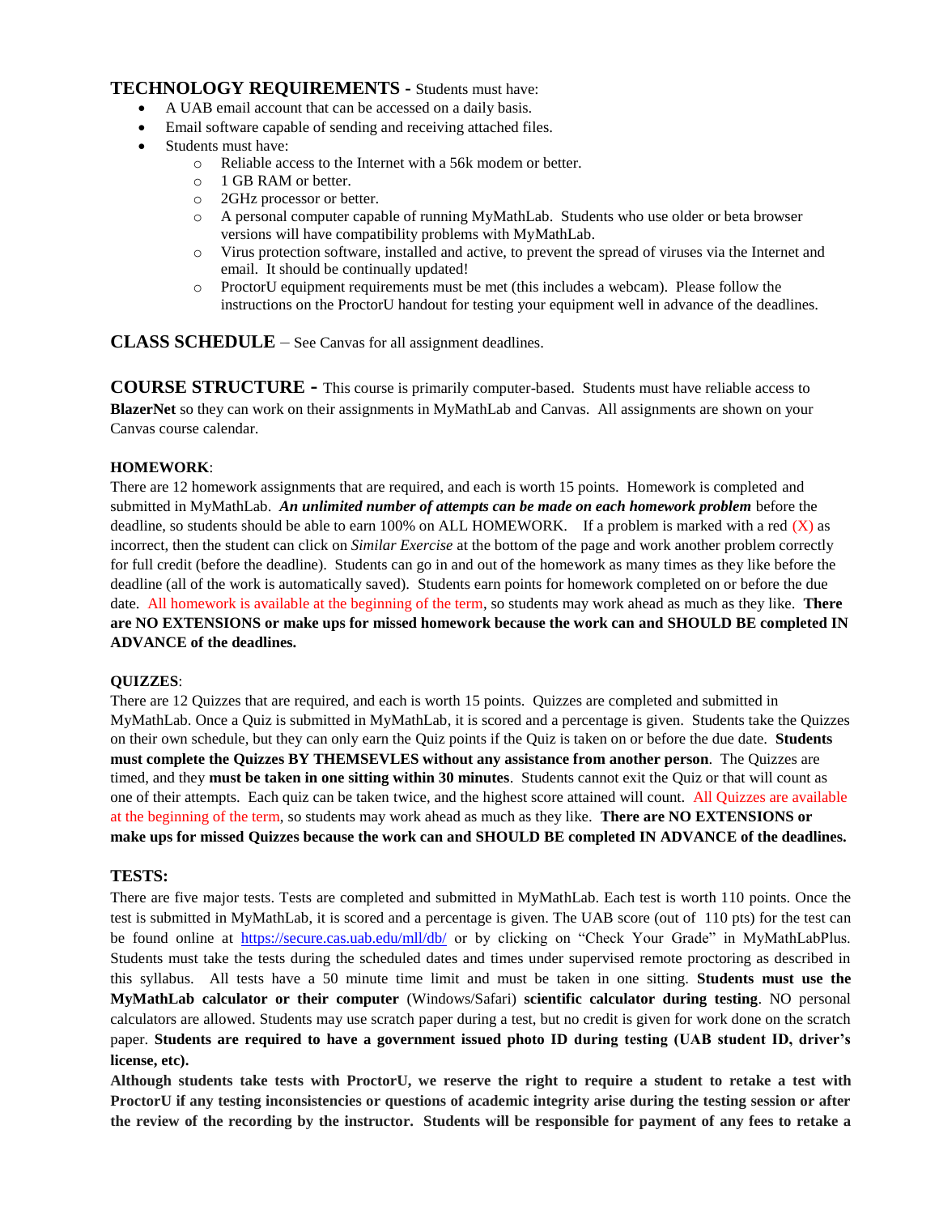## TECHNOLOGY REQUIREMENTS - Students must have:

- A UAB email account that can be accessed on a daily basis.
- Email software capable of sending and receiving attached files.
- Students must have:
  - Reliable access to the Internet with a 56k modem or better.
  - 1 GB RAM or better.
  - 2GHz processor or better.
  - A personal computer capable of running MyMathLab. Students who use older or beta browser versions will have compatibility problems with MyMathLab.
  - Virus protection software, installed and active, to prevent the spread of viruses via the Internet and email. It should be continually updated!
  - ProctorU equipment requirements must be met (this includes a webcam). Please follow the instructions on the ProctorU handout for testing your equipment well in advance of the deadlines.

## CLASS SCHEDULE – See Canvas for all assignment deadlines.

## COURSE STRUCTURE - This course is primarily computer-based. Students must have reliable access to **BlazerNet** so they can work on their assignments in MyMathLab and Canvas. All assignments are shown on your Canvas course calendar.

**HOMEWORK**:

There are 12 homework assignments that are required, and each is worth 15 points. Homework is completed and submitted in MyMathLab. ***An unlimited number of attempts can be made on each homework problem*** before the deadline, so students should be able to earn 100% on ALL HOMEWORK. If a problem is marked with a red (X) as incorrect, then the student can click on *Similar Exercise* at the bottom of the page and work another problem correctly for full credit (before the deadline). Students can go in and out of the homework as many times as they like before the deadline (all of the work is automatically saved). Students earn points for homework completed on or before the due date. All homework is available at the beginning of the term, so students may work ahead as much as they like. **There are NO EXTENSIONS or make ups for missed homework because the work can and SHOULD BE completed IN ADVANCE of the deadlines.**

**QUIZZES**:

There are 12 Quizzes that are required, and each is worth 15 points. Quizzes are completed and submitted in MyMathLab. Once a Quiz is submitted in MyMathLab, it is scored and a percentage is given. Students take the Quizzes on their own schedule, but they can only earn the Quiz points if the Quiz is taken on or before the due date. **Students must complete the Quizzes BY THEMSEVLES without any assistance from another person**. The Quizzes are timed, and they **must be taken in one sitting within 30 minutes**. Students cannot exit the Quiz or that will count as one of their attempts. Each quiz can be taken twice, and the highest score attained will count. All Quizzes are available at the beginning of the term, so students may work ahead as much as they like. **There are NO EXTENSIONS or make ups for missed Quizzes because the work can and SHOULD BE completed IN ADVANCE of the deadlines.**

### TESTS:

There are five major tests. Tests are completed and submitted in MyMathLab. Each test is worth 110 points. Once the test is submitted in MyMathLab, it is scored and a percentage is given. The UAB score (out of 110 pts) for the test can be found online at https://secure.cas.uab.edu/mll/db/ or by clicking on "Check Your Grade" in MyMathLabPlus. Students must take the tests during the scheduled dates and times under supervised remote proctoring as described in this syllabus. All tests have a 50 minute time limit and must be taken in one sitting. **Students must use the MyMathLab calculator or their computer** (Windows/Safari) **scientific calculator during testing**. NO personal calculators are allowed. Students may use scratch paper during a test, but no credit is given for work done on the scratch paper. **Students are required to have a government issued photo ID during testing (UAB student ID, driver's license, etc).**

**Although students take tests with ProctorU, we reserve the right to require a student to retake a test with ProctorU if any testing inconsistencies or questions of academic integrity arise during the testing session or after the review of the recording by the instructor. Students will be responsible for payment of any fees to retake a**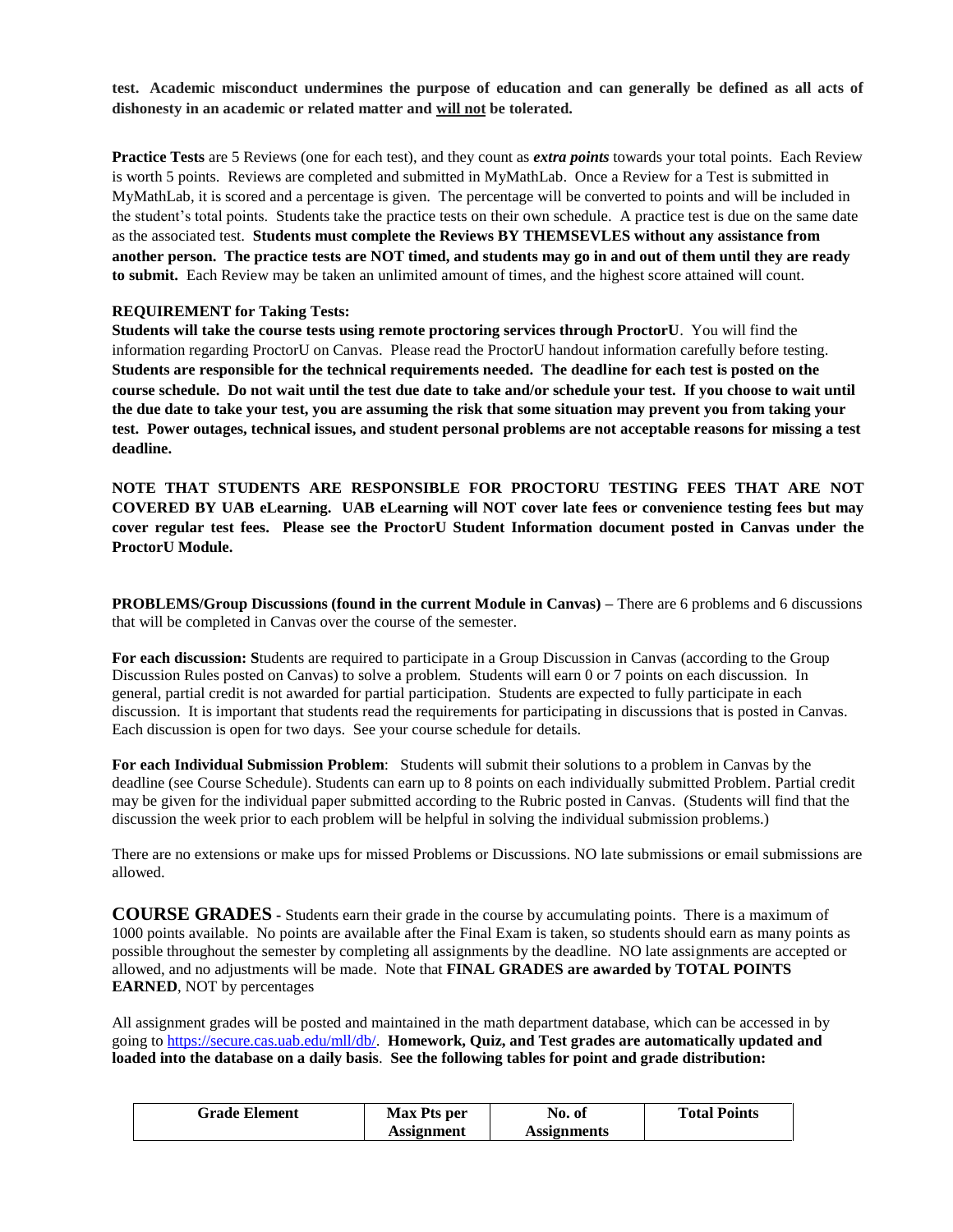**test. Academic misconduct undermines the purpose of education and can generally be defined as all acts of dishonesty in an academic or related matter and <u>will not</u> be tolerated.**

**Practice Tests** are 5 Reviews (one for each test), and they count as ***extra points*** towards your total points. Each Review is worth 5 points. Reviews are completed and submitted in MyMathLab. Once a Review for a Test is submitted in MyMathLab, it is scored and a percentage is given. The percentage will be converted to points and will be included in the student's total points. Students take the practice tests on their own schedule. A practice test is due on the same date as the associated test. **Students must complete the Reviews BY THEMSEVLES without any assistance from another person. The practice tests are NOT timed, and students may go in and out of them until they are ready to submit.** Each Review may be taken an unlimited amount of times, and the highest score attained will count.

**REQUIREMENT for Taking Tests:**

**Students will take the course tests using remote proctoring services through ProctorU**. You will find the information regarding ProctorU on Canvas. Please read the ProctorU handout information carefully before testing. **Students are responsible for the technical requirements needed. The deadline for each test is posted on the course schedule. Do not wait until the test due date to take and/or schedule your test. If you choose to wait until the due date to take your test, you are assuming the risk that some situation may prevent you from taking your test. Power outages, technical issues, and student personal problems are not acceptable reasons for missing a test deadline.**

**NOTE THAT STUDENTS ARE RESPONSIBLE FOR PROCTORU TESTING FEES THAT ARE NOT COVERED BY UAB eLearning. UAB eLearning will NOT cover late fees or convenience testing fees but may cover regular test fees. Please see the ProctorU Student Information document posted in Canvas under the ProctorU Module.**

**PROBLEMS/Group Discussions (found in the current Module in Canvas) –** There are 6 problems and 6 discussions that will be completed in Canvas over the course of the semester.

**For each discussion: S**tudents are required to participate in a Group Discussion in Canvas (according to the Group Discussion Rules posted on Canvas) to solve a problem. Students will earn 0 or 7 points on each discussion. In general, partial credit is not awarded for partial participation. Students are expected to fully participate in each discussion. It is important that students read the requirements for participating in discussions that is posted in Canvas. Each discussion is open for two days. See your course schedule for details.

**For each Individual Submission Problem**: Students will submit their solutions to a problem in Canvas by the deadline (see Course Schedule). Students can earn up to 8 points on each individually submitted Problem. Partial credit may be given for the individual paper submitted according to the Rubric posted in Canvas. (Students will find that the discussion the week prior to each problem will be helpful in solving the individual submission problems.)

There are no extensions or make ups for missed Problems or Discussions. NO late submissions or email submissions are allowed.

**COURSE GRADES** - Students earn their grade in the course by accumulating points. There is a maximum of 1000 points available. No points are available after the Final Exam is taken, so students should earn as many points as possible throughout the semester by completing all assignments by the deadline. NO late assignments are accepted or allowed, and no adjustments will be made. Note that **FINAL GRADES are awarded by TOTAL POINTS EARNED**, NOT by percentages

All assignment grades will be posted and maintained in the math department database, which can be accessed in by going to https://secure.cas.uab.edu/mll/db/. **Homework, Quiz, and Test grades are automatically updated and loaded into the database on a daily basis**. **See the following tables for point and grade distribution:**

| Grade Element | Max Pts per Assignment | No. of Assignments | Total Points |
|---|---|---|---|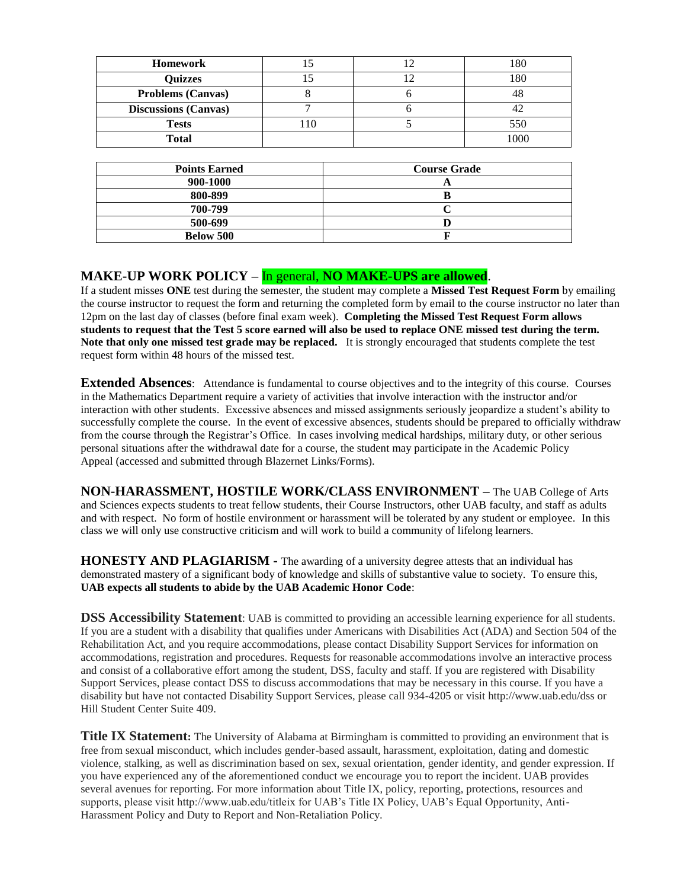| | | | |
|---|---|---|---|
| **Homework** | 15 | 12 | 180 |
| **Quizzes** | 15 | 12 | 180 |
| **Problems (Canvas)** | 8 | 6 | 48 |
| **Discussions (Canvas)** | 7 | 6 | 42 |
| **Tests** | 110 | 5 | 550 |
| **Total** | | | 1000 |

| Points Earned | Course Grade |
|---|---|
| **900-1000** | **A** |
| **800-899** | **B** |
| **700-799** | **C** |
| **500-699** | **D** |
| **Below 500** | **F** |

**MAKE-UP WORK POLICY –** In general, **NO MAKE-UPS are allowed**.

If a student misses **ONE** test during the semester, the student may complete a **Missed Test Request Form** by emailing the course instructor to request the form and returning the completed form by email to the course instructor no later than 12pm on the last day of classes (before final exam week). **Completing the Missed Test Request Form allows students to request that the Test 5 score earned will also be used to replace ONE missed test during the term. Note that only one missed test grade may be replaced.** It is strongly encouraged that students complete the test request form within 48 hours of the missed test.

**Extended Absences**: Attendance is fundamental to course objectives and to the integrity of this course. Courses in the Mathematics Department require a variety of activities that involve interaction with the instructor and/or interaction with other students. Excessive absences and missed assignments seriously jeopardize a student's ability to successfully complete the course. In the event of excessive absences, students should be prepared to officially withdraw from the course through the Registrar's Office. In cases involving medical hardships, military duty, or other serious personal situations after the withdrawal date for a course, the student may participate in the Academic Policy Appeal (accessed and submitted through Blazernet Links/Forms).

**NON-HARASSMENT, HOSTILE WORK/CLASS ENVIRONMENT –** The UAB College of Arts and Sciences expects students to treat fellow students, their Course Instructors, other UAB faculty, and staff as adults and with respect. No form of hostile environment or harassment will be tolerated by any student or employee. In this class we will only use constructive criticism and will work to build a community of lifelong learners.

**HONESTY AND PLAGIARISM -** The awarding of a university degree attests that an individual has demonstrated mastery of a significant body of knowledge and skills of substantive value to society. To ensure this, **UAB expects all students to abide by the UAB Academic Honor Code**:

**DSS Accessibility Statement**: UAB is committed to providing an accessible learning experience for all students. If you are a student with a disability that qualifies under Americans with Disabilities Act (ADA) and Section 504 of the Rehabilitation Act, and you require accommodations, please contact Disability Support Services for information on accommodations, registration and procedures. Requests for reasonable accommodations involve an interactive process and consist of a collaborative effort among the student, DSS, faculty and staff. If you are registered with Disability Support Services, please contact DSS to discuss accommodations that may be necessary in this course. If you have a disability but have not contacted Disability Support Services, please call 934-4205 or visit http://www.uab.edu/dss or Hill Student Center Suite 409.

**Title IX Statement:** The University of Alabama at Birmingham is committed to providing an environment that is free from sexual misconduct, which includes gender-based assault, harassment, exploitation, dating and domestic violence, stalking, as well as discrimination based on sex, sexual orientation, gender identity, and gender expression. If you have experienced any of the aforementioned conduct we encourage you to report the incident. UAB provides several avenues for reporting. For more information about Title IX, policy, reporting, protections, resources and supports, please visit http://www.uab.edu/titleix for UAB's Title IX Policy, UAB's Equal Opportunity, Anti-Harassment Policy and Duty to Report and Non-Retaliation Policy.